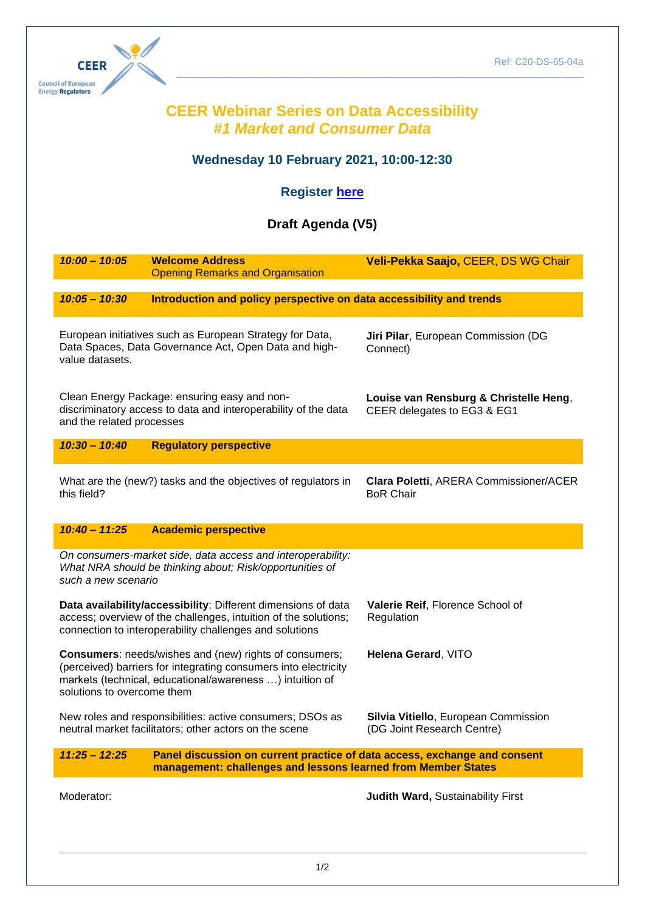CEER

Council of European Energy Regulators

Ref: C20-DS-65-04a

# CEER Webinar Series on Data Accessibility
## *#1 Market and Consumer Data*

### Wednesday 10 February 2021, 10:00-12:30

### Register here

### Draft Agenda (V5)

| | | |
|---|---|---|
| ***10:00 – 10:05*** | **Welcome Address**<br>Opening Remarks and Organisation | **Veli-Pekka Saajo,** CEER, DS WG Chair |
| ***10:05 – 10:30*** | **Introduction and policy perspective on data accessibility and trends** | |
| European initiatives such as European Strategy for Data, Data Spaces, Data Governance Act, Open Data and high-value datasets. | | **Jiri Pilar**, European Commission (DG Connect) |
| Clean Energy Package: ensuring easy and non-discriminatory access to data and interoperability of the data and the related processes | | **Louise van Rensburg & Christelle Heng**, CEER delegates to EG3 & EG1 |
| ***10:30 – 10:40*** | **Regulatory perspective** | |
| What are the (new?) tasks and the objectives of regulators in this field? | | **Clara Poletti**, ARERA Commissioner/ACER BoR Chair |
| ***10:40 – 11:25*** | **Academic perspective** | |
| *On consumers-market side, data access and interoperability: What NRA should be thinking about; Risk/opportunities of such a new scenario* | | |
| **Data availability/accessibility**: Different dimensions of data access; overview of the challenges, intuition of the solutions; connection to interoperability challenges and solutions | | **Valerie Reif**, Florence School of Regulation |
| **Consumers**: needs/wishes and (new) rights of consumers; (perceived) barriers for integrating consumers into electricity markets (technical, educational/awareness …) intuition of solutions to overcome them | | **Helena Gerard**, VITO |
| New roles and responsibilities: active consumers; DSOs as neutral market facilitators; other actors on the scene | | **Silvia Vitiello**, European Commission (DG Joint Research Centre) |
| ***11:25 – 12:25*** | **Panel discussion on current practice of data access, exchange and consent management: challenges and lessons learned from Member States** | |
| Moderator: | | **Judith Ward,** Sustainability First |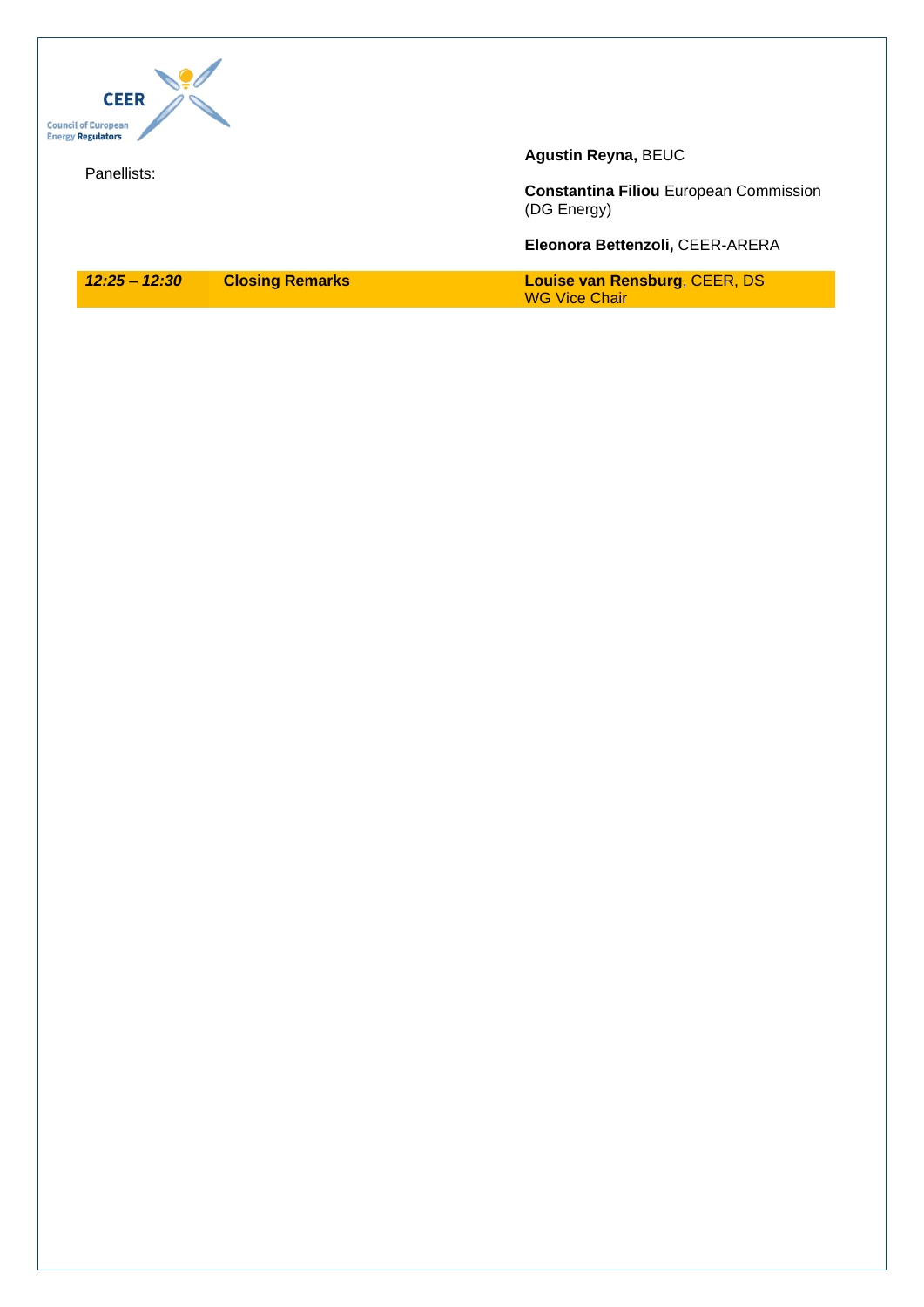| | | |
|---|---|---|
| | Panellists: | **Agustin Reyna,** BEUC<br><br>**Constantina Filiou** European Commission (DG Energy)<br><br>**Eleonora Bettenzoli,** CEER-ARERA |
| ***12:25 – 12:30*** | **Closing Remarks** | **Louise van Rensburg**, CEER, DS WG Vice Chair |